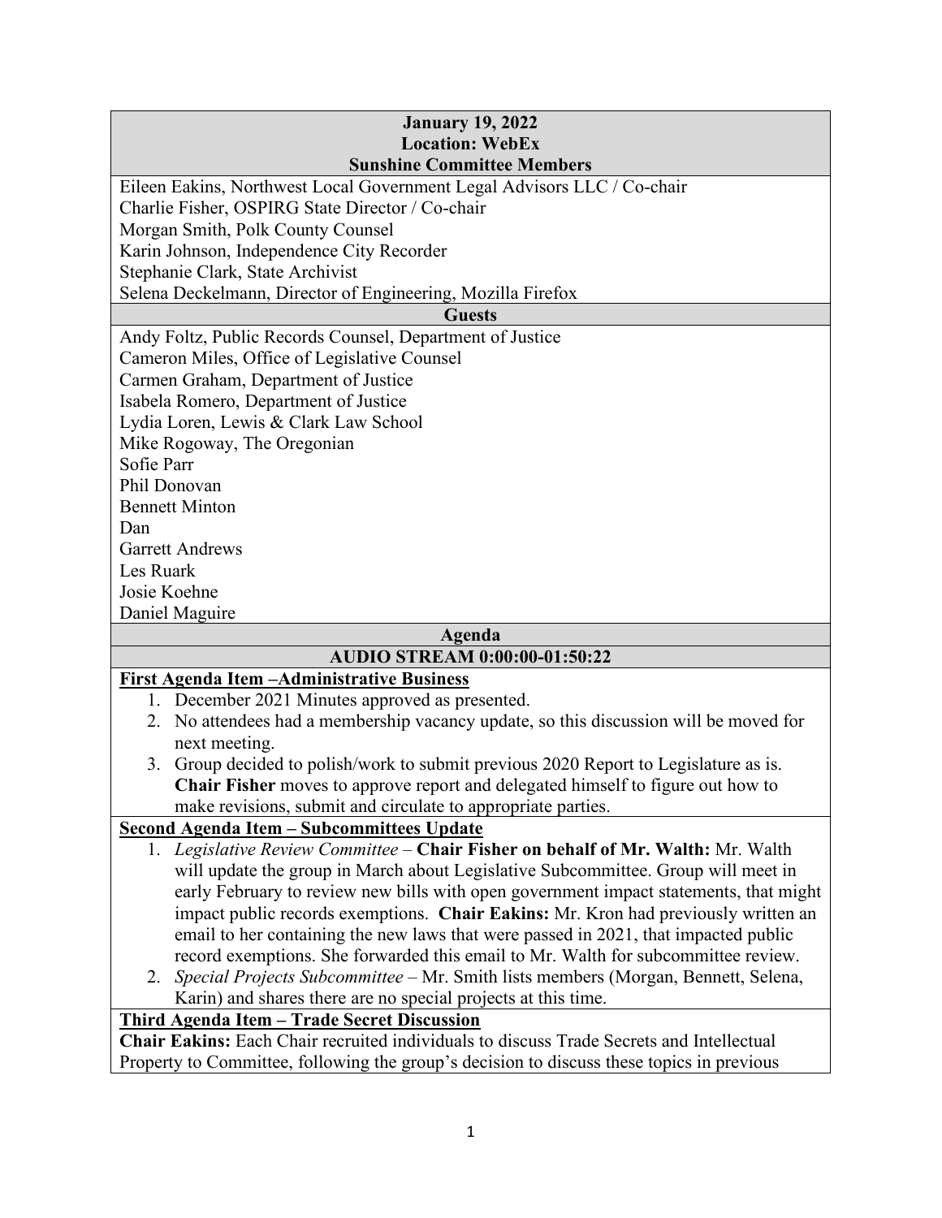**January 19, 2022**
**Location: WebEx**

**Sunshine Committee Members**

Eileen Eakins, Northwest Local Government Legal Advisors LLC / Co-chair
Charlie Fisher, OSPIRG State Director / Co-chair
Morgan Smith, Polk County Counsel
Karin Johnson, Independence City Recorder
Stephanie Clark, State Archivist
Selena Deckelmann, Director of Engineering, Mozilla Firefox

**Guests**

Andy Foltz, Public Records Counsel, Department of Justice
Cameron Miles, Office of Legislative Counsel
Carmen Graham, Department of Justice
Isabela Romero, Department of Justice
Lydia Loren, Lewis & Clark Law School
Mike Rogoway, The Oregonian
Sofie Parr
Phil Donovan
Bennett Minton
Dan
Garrett Andrews
Les Ruark
Josie Koehne
Daniel Maguire

**Agenda**

**AUDIO STREAM 0:00:00-01:50:22**

**First Agenda Item –Administrative Business**

1. December 2021 Minutes approved as presented.
2. No attendees had a membership vacancy update, so this discussion will be moved for next meeting.
3. Group decided to polish/work to submit previous 2020 Report to Legislature as is. **Chair Fisher** moves to approve report and delegated himself to figure out how to make revisions, submit and circulate to appropriate parties.

**Second Agenda Item – Subcommittees Update**

1. *Legislative Review Committee* – **Chair Fisher on behalf of Mr. Walth:** Mr. Walth will update the group in March about Legislative Subcommittee. Group will meet in early February to review new bills with open government impact statements, that might impact public records exemptions. **Chair Eakins:** Mr. Kron had previously written an email to her containing the new laws that were passed in 2021, that impacted public record exemptions. She forwarded this email to Mr. Walth for subcommittee review.
2. *Special Projects Subcommittee* – Mr. Smith lists members (Morgan, Bennett, Selena, Karin) and shares there are no special projects at this time.

**Third Agenda Item – Trade Secret Discussion**

**Chair Eakins:** Each Chair recruited individuals to discuss Trade Secrets and Intellectual Property to Committee, following the group's decision to discuss these topics in previous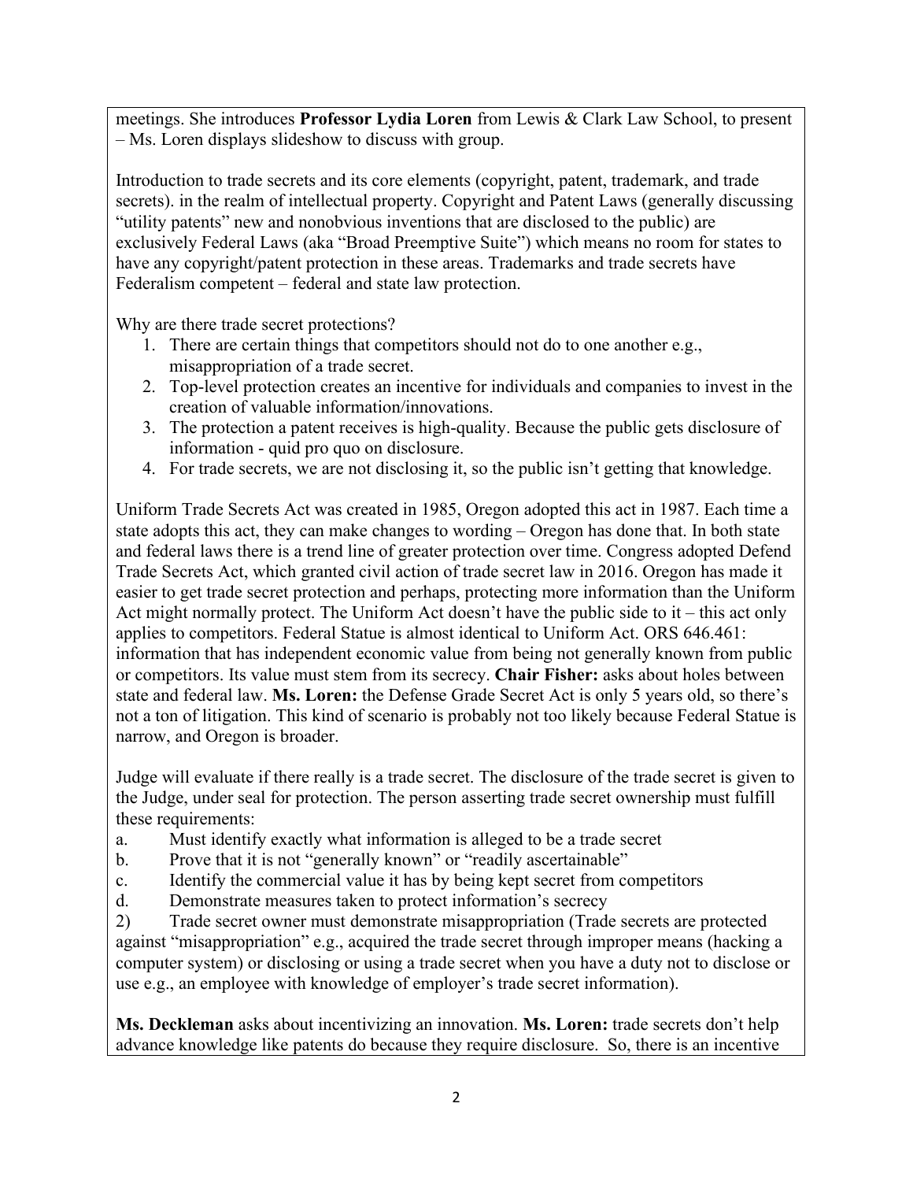meetings. She introduces **Professor Lydia Loren** from Lewis & Clark Law School, to present – Ms. Loren displays slideshow to discuss with group.

Introduction to trade secrets and its core elements (copyright, patent, trademark, and trade secrets). in the realm of intellectual property. Copyright and Patent Laws (generally discussing "utility patents" new and nonobvious inventions that are disclosed to the public) are exclusively Federal Laws (aka "Broad Preemptive Suite") which means no room for states to have any copyright/patent protection in these areas. Trademarks and trade secrets have Federalism competent – federal and state law protection.

Why are there trade secret protections?

1. There are certain things that competitors should not do to one another e.g., misappropriation of a trade secret.
2. Top-level protection creates an incentive for individuals and companies to invest in the creation of valuable information/innovations.
3. The protection a patent receives is high-quality. Because the public gets disclosure of information - quid pro quo on disclosure.
4. For trade secrets, we are not disclosing it, so the public isn't getting that knowledge.

Uniform Trade Secrets Act was created in 1985, Oregon adopted this act in 1987. Each time a state adopts this act, they can make changes to wording – Oregon has done that. In both state and federal laws there is a trend line of greater protection over time. Congress adopted Defend Trade Secrets Act, which granted civil action of trade secret law in 2016. Oregon has made it easier to get trade secret protection and perhaps, protecting more information than the Uniform Act might normally protect. The Uniform Act doesn't have the public side to it – this act only applies to competitors. Federal Statue is almost identical to Uniform Act. ORS 646.461: information that has independent economic value from being not generally known from public or competitors. Its value must stem from its secrecy. **Chair Fisher:** asks about holes between state and federal law. **Ms. Loren:** the Defense Grade Secret Act is only 5 years old, so there's not a ton of litigation. This kind of scenario is probably not too likely because Federal Statue is narrow, and Oregon is broader.

Judge will evaluate if there really is a trade secret. The disclosure of the trade secret is given to the Judge, under seal for protection. The person asserting trade secret ownership must fulfill these requirements:

a. Must identify exactly what information is alleged to be a trade secret
b. Prove that it is not "generally known" or "readily ascertainable"
c. Identify the commercial value it has by being kept secret from competitors
d. Demonstrate measures taken to protect information's secrecy

2) Trade secret owner must demonstrate misappropriation (Trade secrets are protected against "misappropriation" e.g., acquired the trade secret through improper means (hacking a computer system) or disclosing or using a trade secret when you have a duty not to disclose or use e.g., an employee with knowledge of employer's trade secret information).

**Ms. Deckleman** asks about incentivizing an innovation. **Ms. Loren:** trade secrets don't help advance knowledge like patents do because they require disclosure. So, there is an incentive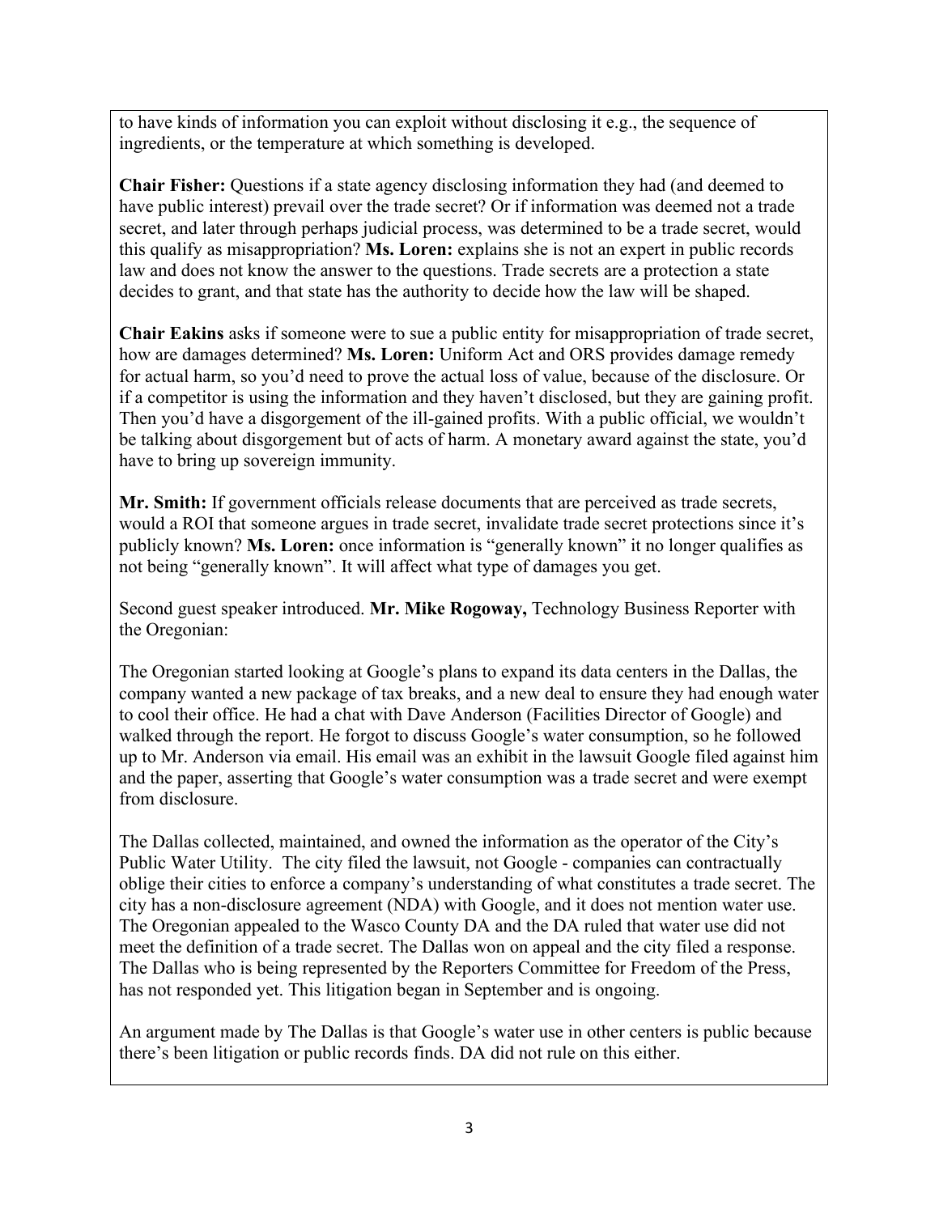to have kinds of information you can exploit without disclosing it e.g., the sequence of ingredients, or the temperature at which something is developed.

**Chair Fisher:** Questions if a state agency disclosing information they had (and deemed to have public interest) prevail over the trade secret? Or if information was deemed not a trade secret, and later through perhaps judicial process, was determined to be a trade secret, would this qualify as misappropriation? **Ms. Loren:** explains she is not an expert in public records law and does not know the answer to the questions. Trade secrets are a protection a state decides to grant, and that state has the authority to decide how the law will be shaped.

**Chair Eakins** asks if someone were to sue a public entity for misappropriation of trade secret, how are damages determined? **Ms. Loren:** Uniform Act and ORS provides damage remedy for actual harm, so you'd need to prove the actual loss of value, because of the disclosure. Or if a competitor is using the information and they haven't disclosed, but they are gaining profit. Then you'd have a disgorgement of the ill-gained profits. With a public official, we wouldn't be talking about disgorgement but of acts of harm. A monetary award against the state, you'd have to bring up sovereign immunity.

**Mr. Smith:** If government officials release documents that are perceived as trade secrets, would a ROI that someone argues in trade secret, invalidate trade secret protections since it's publicly known? **Ms. Loren:** once information is "generally known" it no longer qualifies as not being "generally known". It will affect what type of damages you get.

Second guest speaker introduced. **Mr. Mike Rogoway,** Technology Business Reporter with the Oregonian:

The Oregonian started looking at Google's plans to expand its data centers in the Dallas, the company wanted a new package of tax breaks, and a new deal to ensure they had enough water to cool their office. He had a chat with Dave Anderson (Facilities Director of Google) and walked through the report. He forgot to discuss Google's water consumption, so he followed up to Mr. Anderson via email. His email was an exhibit in the lawsuit Google filed against him and the paper, asserting that Google's water consumption was a trade secret and were exempt from disclosure.

The Dallas collected, maintained, and owned the information as the operator of the City's Public Water Utility. The city filed the lawsuit, not Google - companies can contractually oblige their cities to enforce a company's understanding of what constitutes a trade secret. The city has a non-disclosure agreement (NDA) with Google, and it does not mention water use. The Oregonian appealed to the Wasco County DA and the DA ruled that water use did not meet the definition of a trade secret. The Dallas won on appeal and the city filed a response. The Dallas who is being represented by the Reporters Committee for Freedom of the Press, has not responded yet. This litigation began in September and is ongoing.

An argument made by The Dallas is that Google's water use in other centers is public because there's been litigation or public records finds. DA did not rule on this either.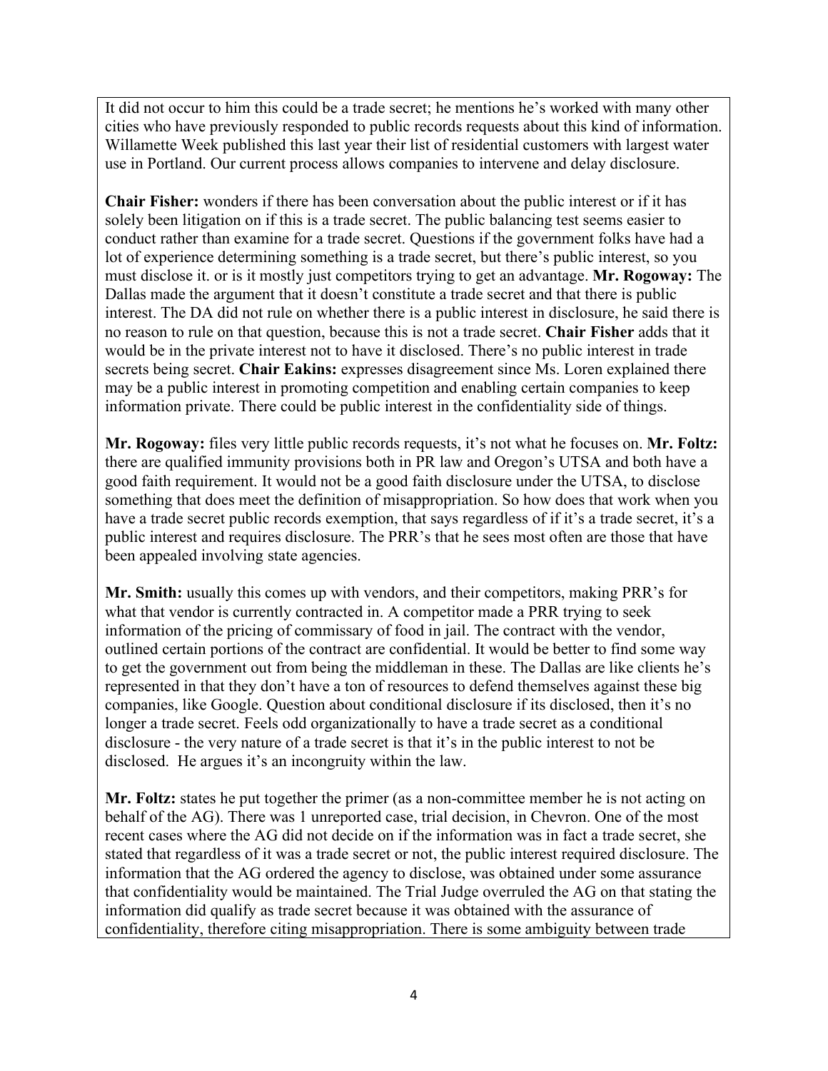It did not occur to him this could be a trade secret; he mentions he's worked with many other cities who have previously responded to public records requests about this kind of information. Willamette Week published this last year their list of residential customers with largest water use in Portland. Our current process allows companies to intervene and delay disclosure.

**Chair Fisher:** wonders if there has been conversation about the public interest or if it has solely been litigation on if this is a trade secret. The public balancing test seems easier to conduct rather than examine for a trade secret. Questions if the government folks have had a lot of experience determining something is a trade secret, but there's public interest, so you must disclose it. or is it mostly just competitors trying to get an advantage. **Mr. Rogoway:** The Dallas made the argument that it doesn't constitute a trade secret and that there is public interest. The DA did not rule on whether there is a public interest in disclosure, he said there is no reason to rule on that question, because this is not a trade secret. **Chair Fisher** adds that it would be in the private interest not to have it disclosed. There's no public interest in trade secrets being secret. **Chair Eakins:** expresses disagreement since Ms. Loren explained there may be a public interest in promoting competition and enabling certain companies to keep information private. There could be public interest in the confidentiality side of things.

**Mr. Rogoway:** files very little public records requests, it's not what he focuses on. **Mr. Foltz:** there are qualified immunity provisions both in PR law and Oregon's UTSA and both have a good faith requirement. It would not be a good faith disclosure under the UTSA, to disclose something that does meet the definition of misappropriation. So how does that work when you have a trade secret public records exemption, that says regardless of if it's a trade secret, it's a public interest and requires disclosure. The PRR's that he sees most often are those that have been appealed involving state agencies.

**Mr. Smith:** usually this comes up with vendors, and their competitors, making PRR's for what that vendor is currently contracted in. A competitor made a PRR trying to seek information of the pricing of commissary of food in jail. The contract with the vendor, outlined certain portions of the contract are confidential. It would be better to find some way to get the government out from being the middleman in these. The Dallas are like clients he's represented in that they don't have a ton of resources to defend themselves against these big companies, like Google. Question about conditional disclosure if its disclosed, then it's no longer a trade secret. Feels odd organizationally to have a trade secret as a conditional disclosure - the very nature of a trade secret is that it's in the public interest to not be disclosed. He argues it's an incongruity within the law.

**Mr. Foltz:** states he put together the primer (as a non-committee member he is not acting on behalf of the AG). There was 1 unreported case, trial decision, in Chevron. One of the most recent cases where the AG did not decide on if the information was in fact a trade secret, she stated that regardless of it was a trade secret or not, the public interest required disclosure. The information that the AG ordered the agency to disclose, was obtained under some assurance that confidentiality would be maintained. The Trial Judge overruled the AG on that stating the information did qualify as trade secret because it was obtained with the assurance of confidentiality, therefore citing misappropriation. There is some ambiguity between trade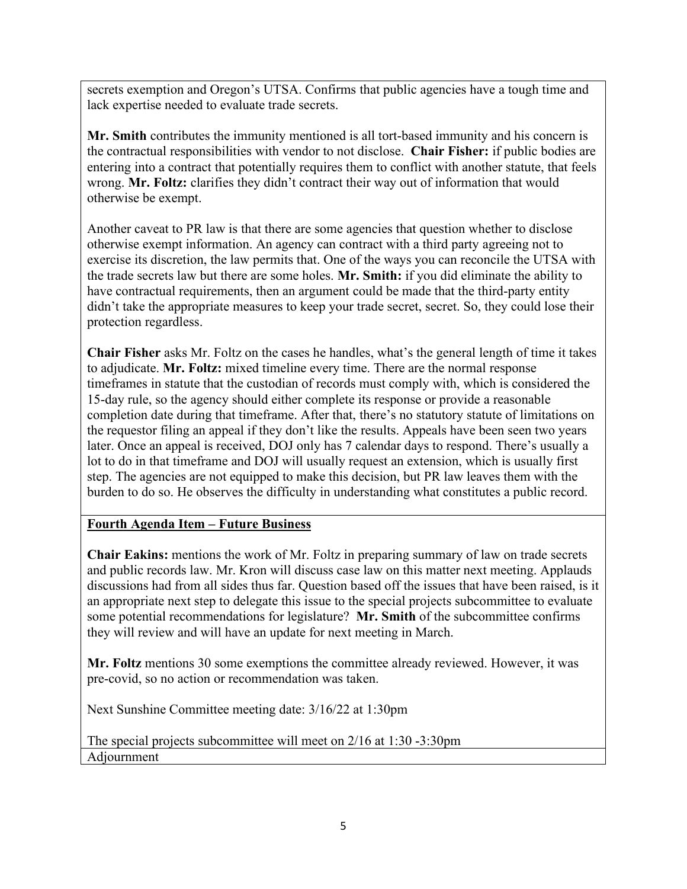secrets exemption and Oregon's UTSA. Confirms that public agencies have a tough time and lack expertise needed to evaluate trade secrets.

**Mr. Smith** contributes the immunity mentioned is all tort-based immunity and his concern is the contractual responsibilities with vendor to not disclose. **Chair Fisher:** if public bodies are entering into a contract that potentially requires them to conflict with another statute, that feels wrong. **Mr. Foltz:** clarifies they didn't contract their way out of information that would otherwise be exempt.

Another caveat to PR law is that there are some agencies that question whether to disclose otherwise exempt information. An agency can contract with a third party agreeing not to exercise its discretion, the law permits that. One of the ways you can reconcile the UTSA with the trade secrets law but there are some holes. **Mr. Smith:** if you did eliminate the ability to have contractual requirements, then an argument could be made that the third-party entity didn't take the appropriate measures to keep your trade secret, secret. So, they could lose their protection regardless.

**Chair Fisher** asks Mr. Foltz on the cases he handles, what's the general length of time it takes to adjudicate. **Mr. Foltz:** mixed timeline every time. There are the normal response timeframes in statute that the custodian of records must comply with, which is considered the 15-day rule, so the agency should either complete its response or provide a reasonable completion date during that timeframe. After that, there's no statutory statute of limitations on the requestor filing an appeal if they don't like the results. Appeals have been seen two years later. Once an appeal is received, DOJ only has 7 calendar days to respond. There's usually a lot to do in that timeframe and DOJ will usually request an extension, which is usually first step. The agencies are not equipped to make this decision, but PR law leaves them with the burden to do so. He observes the difficulty in understanding what constitutes a public record.

**Fourth Agenda Item – Future Business**

**Chair Eakins:** mentions the work of Mr. Foltz in preparing summary of law on trade secrets and public records law. Mr. Kron will discuss case law on this matter next meeting. Applauds discussions had from all sides thus far. Question based off the issues that have been raised, is it an appropriate next step to delegate this issue to the special projects subcommittee to evaluate some potential recommendations for legislature? **Mr. Smith** of the subcommittee confirms they will review and will have an update for next meeting in March.

**Mr. Foltz** mentions 30 some exemptions the committee already reviewed. However, it was pre-covid, so no action or recommendation was taken.

Next Sunshine Committee meeting date: 3/16/22 at 1:30pm

The special projects subcommittee will meet on 2/16 at 1:30 -3:30pm

Adjournment